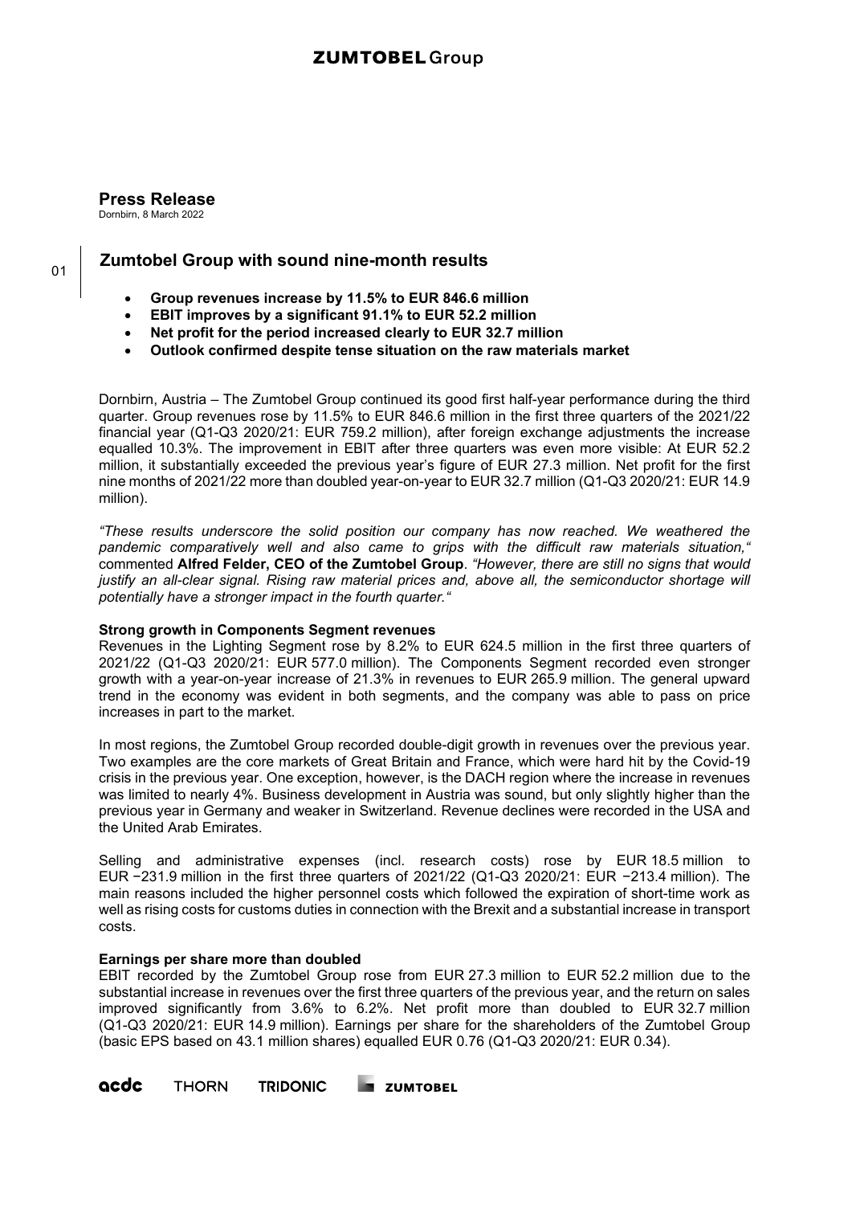**Press Release**
Dornbirn, 8 March 2022

## Zumtobel Group with sound nine-month results

- **Group revenues increase by 11.5% to EUR 846.6 million**
- **EBIT improves by a significant 91.1% to EUR 52.2 million**
- **Net profit for the period increased clearly to EUR 32.7 million**
- **Outlook confirmed despite tense situation on the raw materials market**

Dornbirn, Austria – The Zumtobel Group continued its good first half-year performance during the third quarter. Group revenues rose by 11.5% to EUR 846.6 million in the first three quarters of the 2021/22 financial year (Q1-Q3 2020/21: EUR 759.2 million), after foreign exchange adjustments the increase equalled 10.3%. The improvement in EBIT after three quarters was even more visible: At EUR 52.2 million, it substantially exceeded the previous year's figure of EUR 27.3 million. Net profit for the first nine months of 2021/22 more than doubled year-on-year to EUR 32.7 million (Q1-Q3 2020/21: EUR 14.9 million).

*"These results underscore the solid position our company has now reached. We weathered the pandemic comparatively well and also came to grips with the difficult raw materials situation,"* commented **Alfred Felder, CEO of the Zumtobel Group**. *"However, there are still no signs that would justify an all-clear signal. Rising raw material prices and, above all, the semiconductor shortage will potentially have a stronger impact in the fourth quarter."*

**Strong growth in Components Segment revenues**

Revenues in the Lighting Segment rose by 8.2% to EUR 624.5 million in the first three quarters of 2021/22 (Q1-Q3 2020/21: EUR 577.0 million). The Components Segment recorded even stronger growth with a year-on-year increase of 21.3% in revenues to EUR 265.9 million. The general upward trend in the economy was evident in both segments, and the company was able to pass on price increases in part to the market.

In most regions, the Zumtobel Group recorded double-digit growth in revenues over the previous year. Two examples are the core markets of Great Britain and France, which were hard hit by the Covid-19 crisis in the previous year. One exception, however, is the DACH region where the increase in revenues was limited to nearly 4%. Business development in Austria was sound, but only slightly higher than the previous year in Germany and weaker in Switzerland. Revenue declines were recorded in the USA and the United Arab Emirates.

Selling and administrative expenses (incl. research costs) rose by EUR 18.5 million to EUR −231.9 million in the first three quarters of 2021/22 (Q1-Q3 2020/21: EUR −213.4 million). The main reasons included the higher personnel costs which followed the expiration of short-time work as well as rising costs for customs duties in connection with the Brexit and a substantial increase in transport costs.

**Earnings per share more than doubled**

EBIT recorded by the Zumtobel Group rose from EUR 27.3 million to EUR 52.2 million due to the substantial increase in revenues over the first three quarters of the previous year, and the return on sales improved significantly from 3.6% to 6.2%. Net profit more than doubled to EUR 32.7 million (Q1-Q3 2020/21: EUR 14.9 million). Earnings per share for the shareholders of the Zumtobel Group (basic EPS based on 43.1 million shares) equalled EUR 0.76 (Q1-Q3 2020/21: EUR 0.34).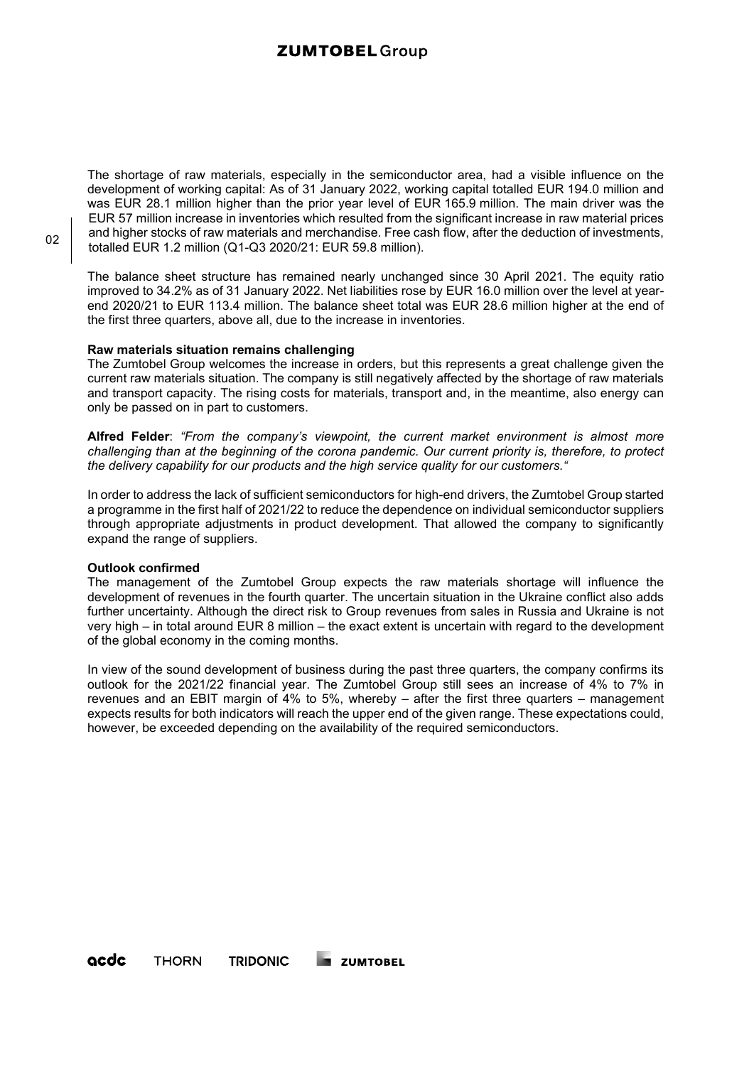The shortage of raw materials, especially in the semiconductor area, had a visible influence on the development of working capital: As of 31 January 2022, working capital totalled EUR 194.0 million and was EUR 28.1 million higher than the prior year level of EUR 165.9 million. The main driver was the EUR 57 million increase in inventories which resulted from the significant increase in raw material prices and higher stocks of raw materials and merchandise. Free cash flow, after the deduction of investments, totalled EUR 1.2 million (Q1-Q3 2020/21: EUR 59.8 million).

The balance sheet structure has remained nearly unchanged since 30 April 2021. The equity ratio improved to 34.2% as of 31 January 2022. Net liabilities rose by EUR 16.0 million over the level at year-end 2020/21 to EUR 113.4 million. The balance sheet total was EUR 28.6 million higher at the end of the first three quarters, above all, due to the increase in inventories.

**Raw materials situation remains challenging**

The Zumtobel Group welcomes the increase in orders, but this represents a great challenge given the current raw materials situation. The company is still negatively affected by the shortage of raw materials and transport capacity. The rising costs for materials, transport and, in the meantime, also energy can only be passed on in part to customers.

**Alfred Felder**: *"From the company's viewpoint, the current market environment is almost more challenging than at the beginning of the corona pandemic. Our current priority is, therefore, to protect the delivery capability for our products and the high service quality for our customers."*

In order to address the lack of sufficient semiconductors for high-end drivers, the Zumtobel Group started a programme in the first half of 2021/22 to reduce the dependence on individual semiconductor suppliers through appropriate adjustments in product development. That allowed the company to significantly expand the range of suppliers.

**Outlook confirmed**

The management of the Zumtobel Group expects the raw materials shortage will influence the development of revenues in the fourth quarter. The uncertain situation in the Ukraine conflict also adds further uncertainty. Although the direct risk to Group revenues from sales in Russia and Ukraine is not very high – in total around EUR 8 million – the exact extent is uncertain with regard to the development of the global economy in the coming months.

In view of the sound development of business during the past three quarters, the company confirms its outlook for the 2021/22 financial year. The Zumtobel Group still sees an increase of 4% to 7% in revenues and an EBIT margin of 4% to 5%, whereby – after the first three quarters – management expects results for both indicators will reach the upper end of the given range. These expectations could, however, be exceeded depending on the availability of the required semiconductors.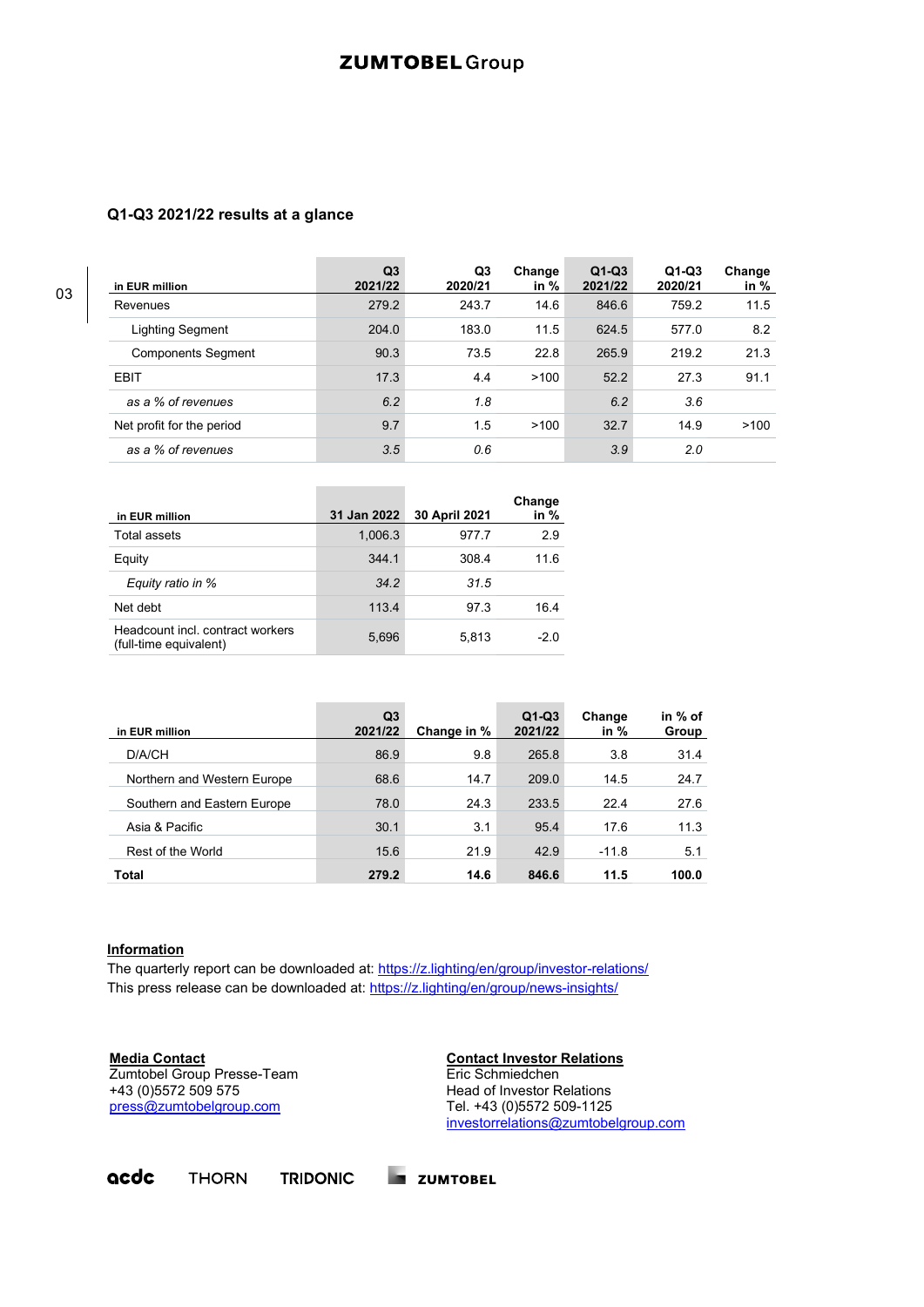## Q1-Q3 2021/22 results at a glance

| in EUR million | Q3 2021/22 | Q3 2020/21 | Change in % | Q1-Q3 2021/22 | Q1-Q3 2020/21 | Change in % |
|---|---|---|---|---|---|---|
| Revenues | 279.2 | 243.7 | 14.6 | 846.6 | 759.2 | 11.5 |
| Lighting Segment | 204.0 | 183.0 | 11.5 | 624.5 | 577.0 | 8.2 |
| Components Segment | 90.3 | 73.5 | 22.8 | 265.9 | 219.2 | 21.3 |
| EBIT | 17.3 | 4.4 | >100 | 52.2 | 27.3 | 91.1 |
| *as a % of revenues* | *6.2* | *1.8* | | *6.2* | *3.6* | |
| Net profit for the period | 9.7 | 1.5 | >100 | 32.7 | 14.9 | >100 |
| *as a % of revenues* | *3.5* | *0.6* | | *3.9* | *2.0* | |

| in EUR million | 31 Jan 2022 | 30 April 2021 | Change in % |
|---|---|---|---|
| Total assets | 1,006.3 | 977.7 | 2.9 |
| Equity | 344.1 | 308.4 | 11.6 |
| *Equity ratio in %* | *34.2* | *31.5* | |
| Net debt | 113.4 | 97.3 | 16.4 |
| Headcount incl. contract workers (full-time equivalent) | 5,696 | 5,813 | -2.0 |

| in EUR million | Q3 2021/22 | Change in % | Q1-Q3 2021/22 | Change in % | in % of Group |
|---|---|---|---|---|---|
| D/A/CH | 86.9 | 9.8 | 265.8 | 3.8 | 31.4 |
| Northern and Western Europe | 68.6 | 14.7 | 209.0 | 14.5 | 24.7 |
| Southern and Eastern Europe | 78.0 | 24.3 | 233.5 | 22.4 | 27.6 |
| Asia & Pacific | 30.1 | 3.1 | 95.4 | 17.6 | 11.3 |
| Rest of the World | 15.6 | 21.9 | 42.9 | -11.8 | 5.1 |
| **Total** | **279.2** | **14.6** | **846.6** | **11.5** | **100.0** |

**Information**

The quarterly report can be downloaded at: https://z.lighting/en/group/investor-relations/

This press release can be downloaded at: https://z.lighting/en/group/news-insights/

**Media Contact**
Zumtobel Group Presse-Team
+43 (0)5572 509 575
press@zumtobelgroup.com

**Contact Investor Relations**
Eric Schmiedchen
Head of Investor Relations
Tel. +43 (0)5572 509-1125
investorrelations@zumtobelgroup.com

acdc THORN TRIDONIC ZUMTOBEL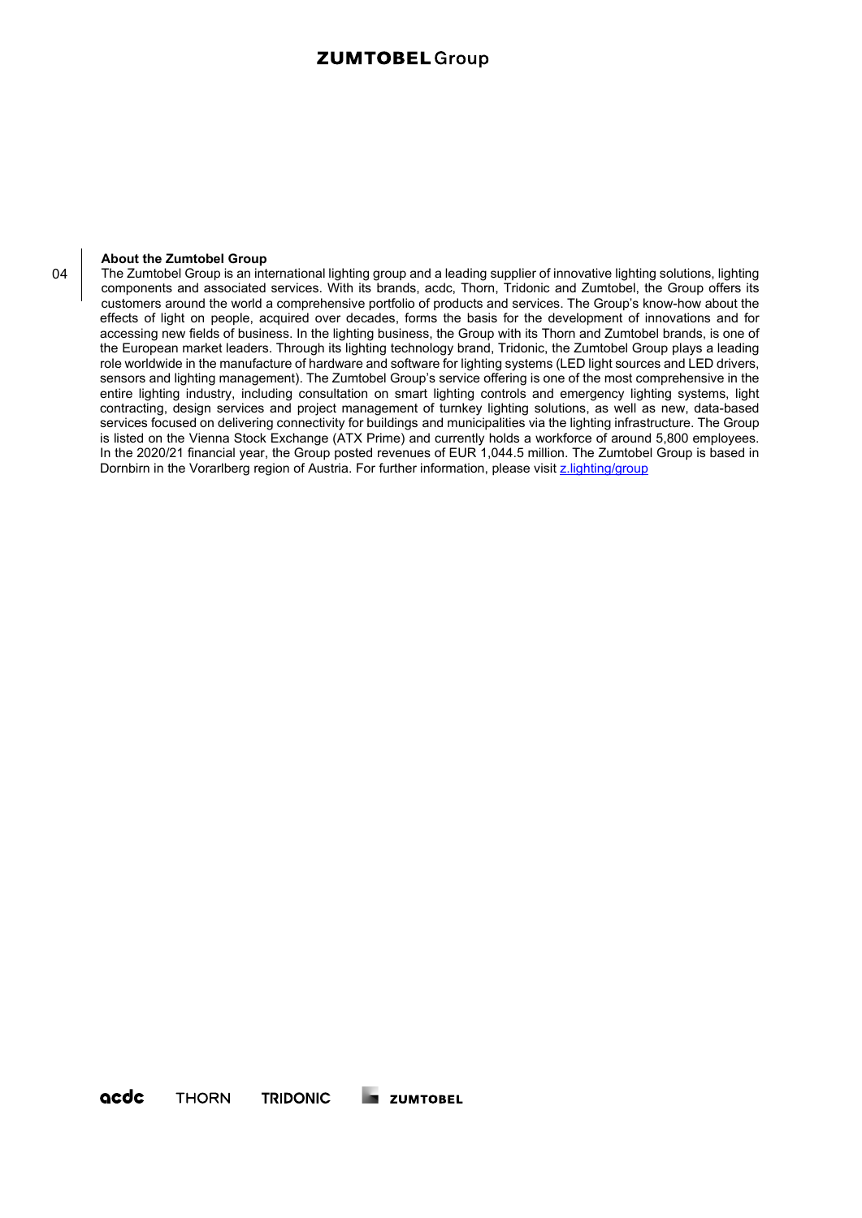**About the Zumtobel Group**

The Zumtobel Group is an international lighting group and a leading supplier of innovative lighting solutions, lighting components and associated services. With its brands, acdc, Thorn, Tridonic and Zumtobel, the Group offers its customers around the world a comprehensive portfolio of products and services. The Group's know-how about the effects of light on people, acquired over decades, forms the basis for the development of innovations and for accessing new fields of business. In the lighting business, the Group with its Thorn and Zumtobel brands, is one of the European market leaders. Through its lighting technology brand, Tridonic, the Zumtobel Group plays a leading role worldwide in the manufacture of hardware and software for lighting systems (LED light sources and LED drivers, sensors and lighting management). The Zumtobel Group's service offering is one of the most comprehensive in the entire lighting industry, including consultation on smart lighting controls and emergency lighting systems, light contracting, design services and project management of turnkey lighting solutions, as well as new, data-based services focused on delivering connectivity for buildings and municipalities via the lighting infrastructure. The Group is listed on the Vienna Stock Exchange (ATX Prime) and currently holds a workforce of around 5,800 employees. In the 2020/21 financial year, the Group posted revenues of EUR 1,044.5 million. The Zumtobel Group is based in Dornbirn in the Vorarlberg region of Austria. For further information, please visit [z.lighting/group](z.lighting/group)